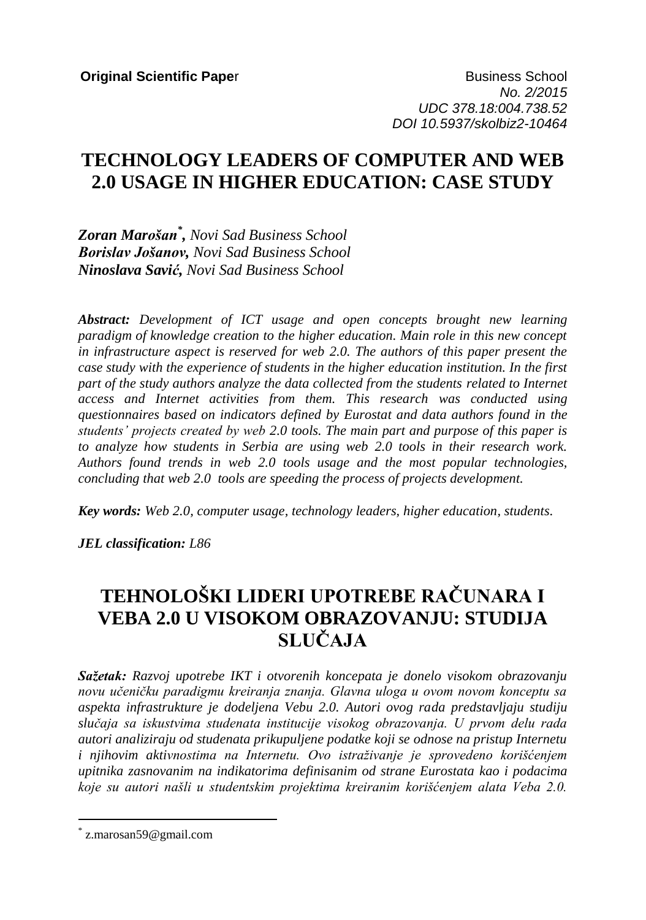**Original Scientific Paper**

Business School
*No. 2/2015*
*UDC 378.18:004.738.52*
*DOI 10.5937/skolbiz2-10464*

# TECHNOLOGY LEADERS OF COMPUTER AND WEB 2.0 USAGE IN HIGHER EDUCATION: CASE STUDY

***Zoran Marošan**[*]**, Novi Sad Business School*
***Borislav Jošanov,** Novi Sad Business School*
***Ninoslava Savić,** Novi Sad Business School*

***Abstract:** Development of ICT usage and open concepts brought new learning paradigm of knowledge creation to the higher education. Main role in this new concept in infrastructure aspect is reserved for web 2.0. The authors of this paper present the case study with the experience of students in the higher education institution. In the first part of the study authors analyze the data collected from the students related to Internet access and Internet activities from them. This research was conducted using questionnaires based on indicators defined by Eurostat and data authors found in the students' projects created by web 2.0 tools. The main part and purpose of this paper is to analyze how students in Serbia are using web 2.0 tools in their research work. Authors found trends in web 2.0 tools usage and the most popular technologies, concluding that web 2.0 tools are speeding the process of projects development.*

***Key words:** Web 2.0, computer usage, technology leaders, higher education, students.*

***JEL classification:** L86*

# TEHNOLOŠKI LIDERI UPOTREBE RAČUNARA I VEBA 2.0 U VISOKOM OBRAZOVANJU: STUDIJA SLUČAJA

***Sažetak:** Razvoj upotrebe IKT i otvorenih koncepata je donelo visokom obrazovanju novu učeničku paradigmu kreiranja znanja. Glavna uloga u ovom novom konceptu sa aspekta infrastrukture je dodeljena Vebu 2.0. Autori ovog rada predstavljaju studiju slučaja sa iskustvima studenata institucije visokog obrazovanja. U prvom delu rada autori analiziraju od studenata prikupuljene podatke koji se odnose na pristup Internetu i njihovim aktivnostima na Internetu. Ovo istraživanje je sprovedeno korišćenjem upitnika zasnovanim na indikatorima definisanim od strane Eurostata kao i podacima koje su autori našli u studentskim projektima kreiranim korišćenjem alata Veba 2.0.*

---

[*] z.marosan59@gmail.com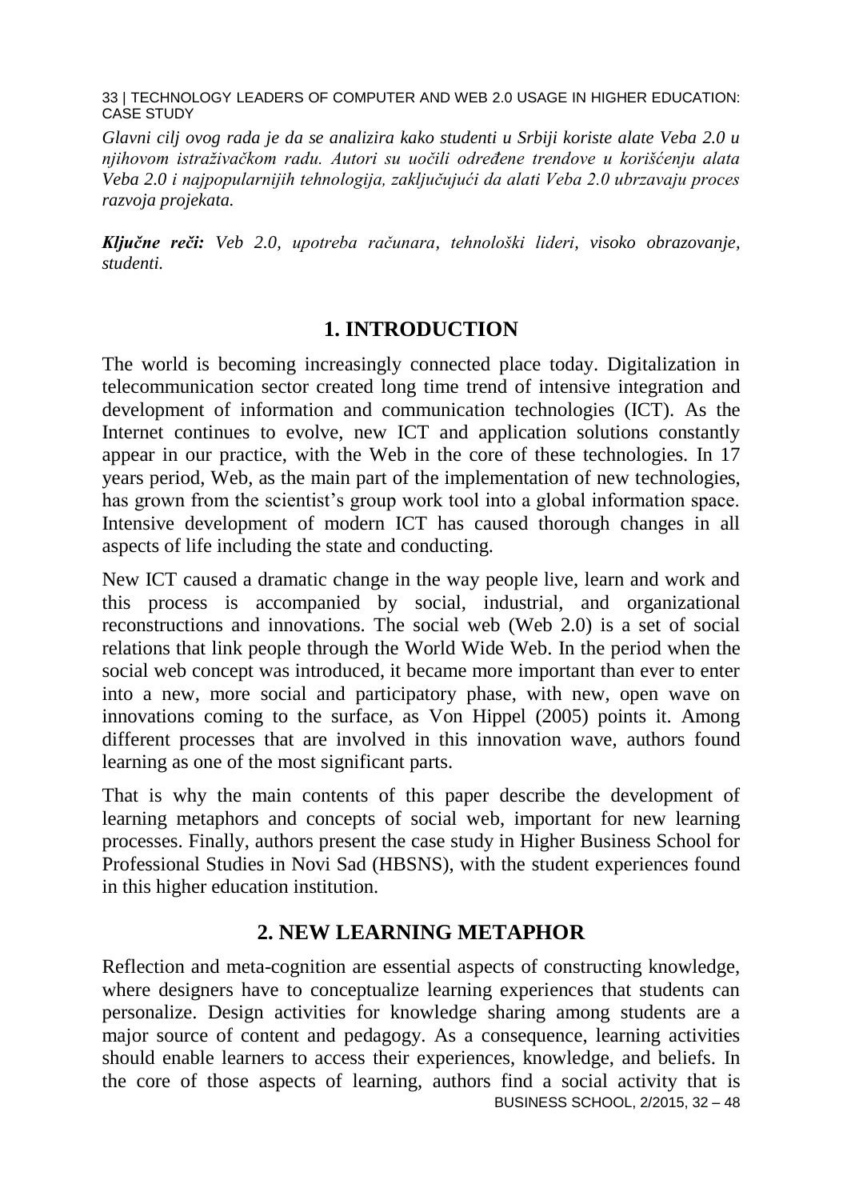*Glavni cilj ovog rada je da se analizira kako studenti u Srbiji koriste alate Veba 2.0 u njihovom istraživačkom radu. Autori su uočili određene trendove u korišćenju alata Veba 2.0 i najpopularnijih tehnologija, zaključujući da alati Veba 2.0 ubrzavaju proces razvoja projekata.*

***Ključne reči:*** *Veb 2.0, upotreba računara, tehnološki lideri, visoko obrazovanje, studenti.*

## 1. INTRODUCTION

The world is becoming increasingly connected place today. Digitalization in telecommunication sector created long time trend of intensive integration and development of information and communication technologies (ICT). As the Internet continues to evolve, new ICT and application solutions constantly appear in our practice, with the Web in the core of these technologies. In 17 years period, Web, as the main part of the implementation of new technologies, has grown from the scientist's group work tool into a global information space. Intensive development of modern ICT has caused thorough changes in all aspects of life including the state and conducting.

New ICT caused a dramatic change in the way people live, learn and work and this process is accompanied by social, industrial, and organizational reconstructions and innovations. The social web (Web 2.0) is a set of social relations that link people through the World Wide Web. In the period when the social web concept was introduced, it became more important than ever to enter into a new, more social and participatory phase, with new, open wave on innovations coming to the surface, as Von Hippel (2005) points it. Among different processes that are involved in this innovation wave, authors found learning as one of the most significant parts.

That is why the main contents of this paper describe the development of learning metaphors and concepts of social web, important for new learning processes. Finally, authors present the case study in Higher Business School for Professional Studies in Novi Sad (HBSNS), with the student experiences found in this higher education institution.

## 2. NEW LEARNING METAPHOR

Reflection and meta-cognition are essential aspects of constructing knowledge, where designers have to conceptualize learning experiences that students can personalize. Design activities for knowledge sharing among students are a major source of content and pedagogy. As a consequence, learning activities should enable learners to access their experiences, knowledge, and beliefs. In the core of those aspects of learning, authors find a social activity that is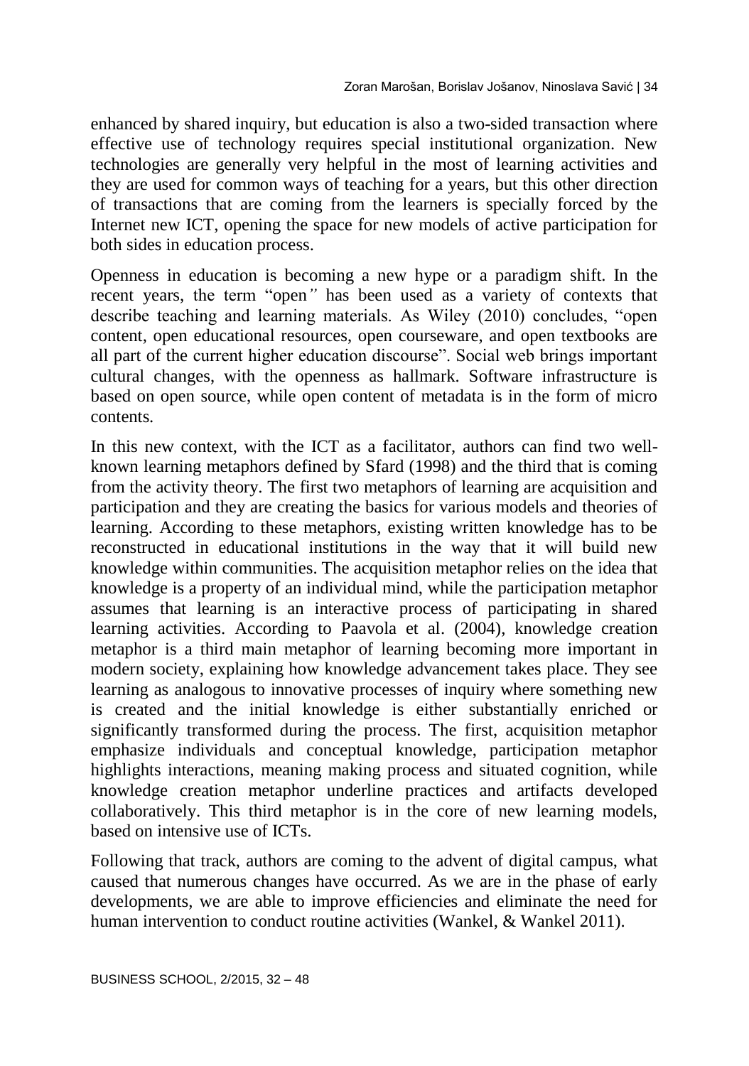enhanced by shared inquiry, but education is also a two-sided transaction where effective use of technology requires special institutional organization. New technologies are generally very helpful in the most of learning activities and they are used for common ways of teaching for a years, but this other direction of transactions that are coming from the learners is specially forced by the Internet new ICT, opening the space for new models of active participation for both sides in education process.

Openness in education is becoming a new hype or a paradigm shift. In the recent years, the term "open" has been used as a variety of contexts that describe teaching and learning materials. As Wiley (2010) concludes, "open content, open educational resources, open courseware, and open textbooks are all part of the current higher education discourse". Social web brings important cultural changes, with the openness as hallmark. Software infrastructure is based on open source, while open content of metadata is in the form of micro contents.

In this new context, with the ICT as a facilitator, authors can find two well-known learning metaphors defined by Sfard (1998) and the third that is coming from the activity theory. The first two metaphors of learning are acquisition and participation and they are creating the basics for various models and theories of learning. According to these metaphors, existing written knowledge has to be reconstructed in educational institutions in the way that it will build new knowledge within communities. The acquisition metaphor relies on the idea that knowledge is a property of an individual mind, while the participation metaphor assumes that learning is an interactive process of participating in shared learning activities. According to Paavola et al. (2004), knowledge creation metaphor is a third main metaphor of learning becoming more important in modern society, explaining how knowledge advancement takes place. They see learning as analogous to innovative processes of inquiry where something new is created and the initial knowledge is either substantially enriched or significantly transformed during the process. The first, acquisition metaphor emphasize individuals and conceptual knowledge, participation metaphor highlights interactions, meaning making process and situated cognition, while knowledge creation metaphor underline practices and artifacts developed collaboratively. This third metaphor is in the core of new learning models, based on intensive use of ICTs.

Following that track, authors are coming to the advent of digital campus, what caused that numerous changes have occurred. As we are in the phase of early developments, we are able to improve efficiencies and eliminate the need for human intervention to conduct routine activities (Wankel, & Wankel 2011).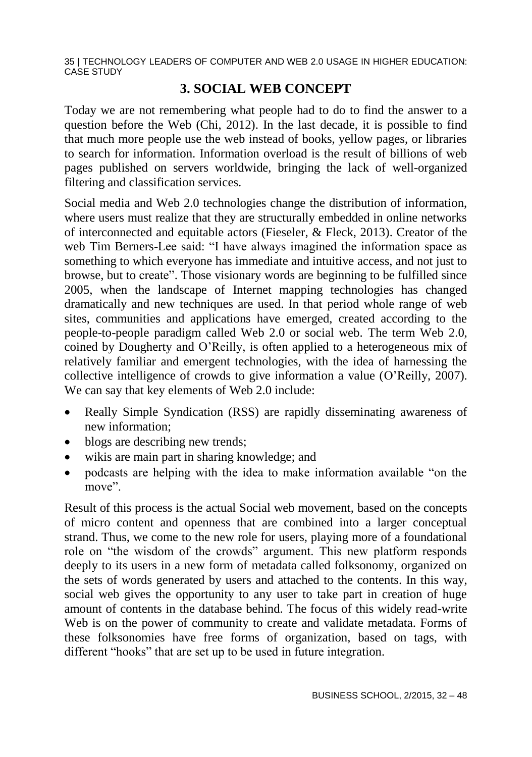## 3. SOCIAL WEB CONCEPT

Today we are not remembering what people had to do to find the answer to a question before the Web (Chi, 2012). In the last decade, it is possible to find that much more people use the web instead of books, yellow pages, or libraries to search for information. Information overload is the result of billions of web pages published on servers worldwide, bringing the lack of well-organized filtering and classification services.

Social media and Web 2.0 technologies change the distribution of information, where users must realize that they are structurally embedded in online networks of interconnected and equitable actors (Fieseler, & Fleck, 2013). Creator of the web Tim Berners-Lee said: "I have always imagined the information space as something to which everyone has immediate and intuitive access, and not just to browse, but to create". Those visionary words are beginning to be fulfilled since 2005, when the landscape of Internet mapping technologies has changed dramatically and new techniques are used. In that period whole range of web sites, communities and applications have emerged, created according to the people-to-people paradigm called Web 2.0 or social web. The term Web 2.0, coined by Dougherty and O'Reilly, is often applied to a heterogeneous mix of relatively familiar and emergent technologies, with the idea of harnessing the collective intelligence of crowds to give information a value (O'Reilly, 2007). We can say that key elements of Web 2.0 include:

- Really Simple Syndication (RSS) are rapidly disseminating awareness of new information;
- blogs are describing new trends;
- wikis are main part in sharing knowledge; and
- podcasts are helping with the idea to make information available "on the move".

Result of this process is the actual Social web movement, based on the concepts of micro content and openness that are combined into a larger conceptual strand. Thus, we come to the new role for users, playing more of a foundational role on "the wisdom of the crowds" argument. This new platform responds deeply to its users in a new form of metadata called folksonomy, organized on the sets of words generated by users and attached to the contents. In this way, social web gives the opportunity to any user to take part in creation of huge amount of contents in the database behind. The focus of this widely read-write Web is on the power of community to create and validate metadata. Forms of these folksonomies have free forms of organization, based on tags, with different "hooks" that are set up to be used in future integration.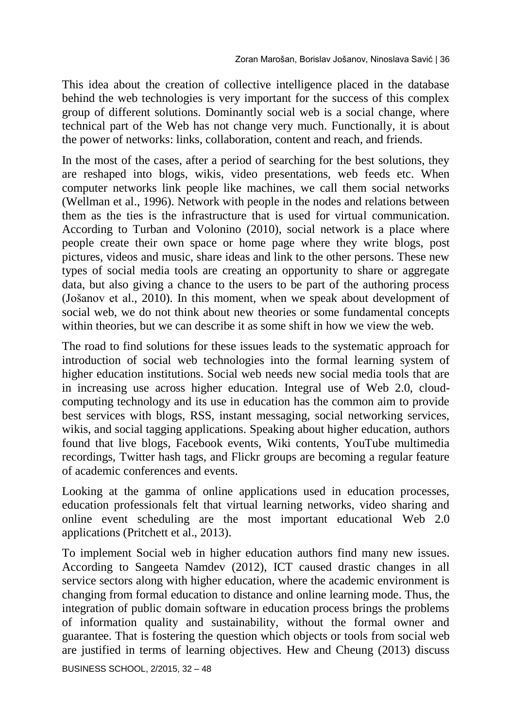This idea about the creation of collective intelligence placed in the database behind the web technologies is very important for the success of this complex group of different solutions. Dominantly social web is a social change, where technical part of the Web has not change very much. Functionally, it is about the power of networks: links, collaboration, content and reach, and friends.

In the most of the cases, after a period of searching for the best solutions, they are reshaped into blogs, wikis, video presentations, web feeds etc. When computer networks link people like machines, we call them social networks (Wellman et al., 1996). Network with people in the nodes and relations between them as the ties is the infrastructure that is used for virtual communication. According to Turban and Volonino (2010), social network is a place where people create their own space or home page where they write blogs, post pictures, videos and music, share ideas and link to the other persons. These new types of social media tools are creating an opportunity to share or aggregate data, but also giving a chance to the users to be part of the authoring process (Jošanov et al., 2010). In this moment, when we speak about development of social web, we do not think about new theories or some fundamental concepts within theories, but we can describe it as some shift in how we view the web.

The road to find solutions for these issues leads to the systematic approach for introduction of social web technologies into the formal learning system of higher education institutions. Social web needs new social media tools that are in increasing use across higher education. Integral use of Web 2.0, cloud-computing technology and its use in education has the common aim to provide best services with blogs, RSS, instant messaging, social networking services, wikis, and social tagging applications. Speaking about higher education, authors found that live blogs, Facebook events, Wiki contents, YouTube multimedia recordings, Twitter hash tags, and Flickr groups are becoming a regular feature of academic conferences and events.

Looking at the gamma of online applications used in education processes, education professionals felt that virtual learning networks, video sharing and online event scheduling are the most important educational Web 2.0 applications (Pritchett et al., 2013).

To implement Social web in higher education authors find many new issues. According to Sangeeta Namdev (2012), ICT caused drastic changes in all service sectors along with higher education, where the academic environment is changing from formal education to distance and online learning mode. Thus, the integration of public domain software in education process brings the problems of information quality and sustainability, without the formal owner and guarantee. That is fostering the question which objects or tools from social web are justified in terms of learning objectives. Hew and Cheung (2013) discuss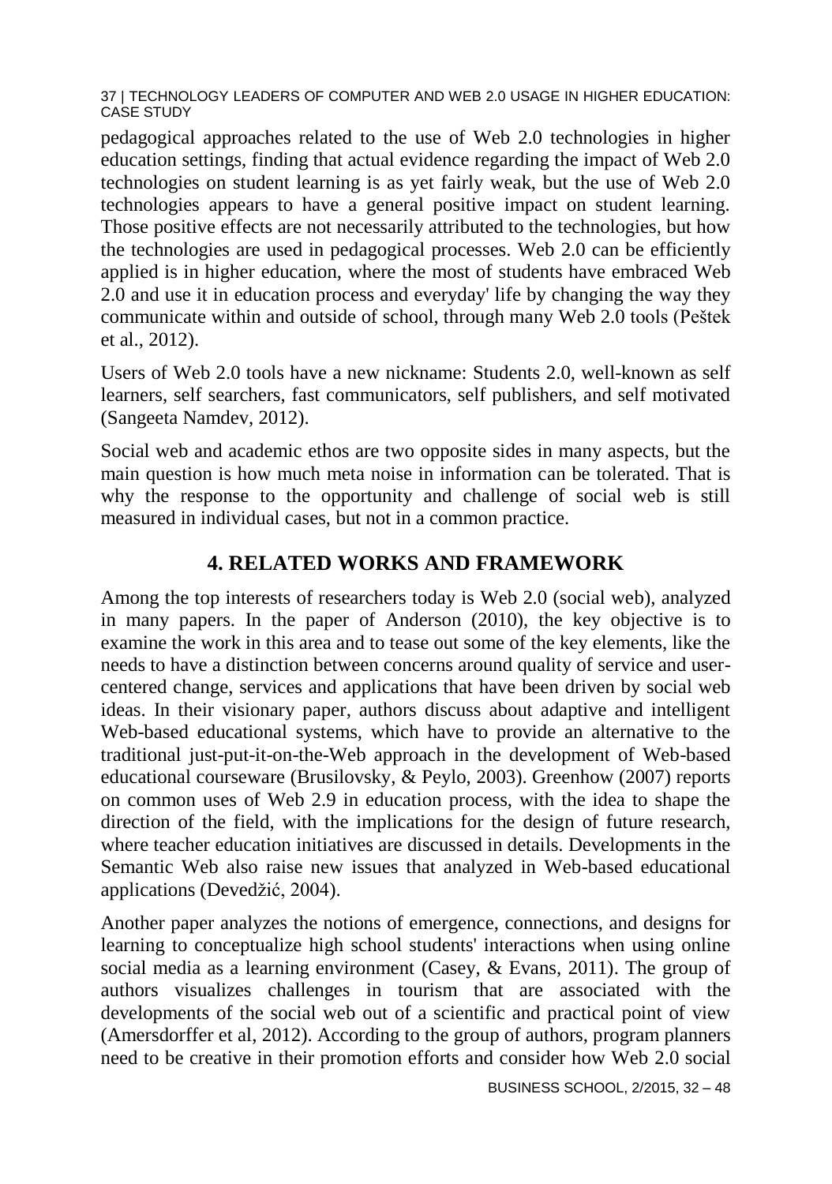pedagogical approaches related to the use of Web 2.0 technologies in higher education settings, finding that actual evidence regarding the impact of Web 2.0 technologies on student learning is as yet fairly weak, but the use of Web 2.0 technologies appears to have a general positive impact on student learning. Those positive effects are not necessarily attributed to the technologies, but how the technologies are used in pedagogical processes. Web 2.0 can be efficiently applied is in higher education, where the most of students have embraced Web 2.0 and use it in education process and everyday' life by changing the way they communicate within and outside of school, through many Web 2.0 tools (Peštek et al., 2012).

Users of Web 2.0 tools have a new nickname: Students 2.0, well-known as self learners, self searchers, fast communicators, self publishers, and self motivated (Sangeeta Namdev, 2012).

Social web and academic ethos are two opposite sides in many aspects, but the main question is how much meta noise in information can be tolerated. That is why the response to the opportunity and challenge of social web is still measured in individual cases, but not in a common practice.

## 4. RELATED WORKS AND FRAMEWORK

Among the top interests of researchers today is Web 2.0 (social web), analyzed in many papers. In the paper of Anderson (2010), the key objective is to examine the work in this area and to tease out some of the key elements, like the needs to have a distinction between concerns around quality of service and user-centered change, services and applications that have been driven by social web ideas. In their visionary paper, authors discuss about adaptive and intelligent Web-based educational systems, which have to provide an alternative to the traditional just-put-it-on-the-Web approach in the development of Web-based educational courseware (Brusilovsky, & Peylo, 2003). Greenhow (2007) reports on common uses of Web 2.9 in education process, with the idea to shape the direction of the field, with the implications for the design of future research, where teacher education initiatives are discussed in details. Developments in the Semantic Web also raise new issues that analyzed in Web-based educational applications (Devedžić, 2004).

Another paper analyzes the notions of emergence, connections, and designs for learning to conceptualize high school students' interactions when using online social media as a learning environment (Casey, & Evans, 2011). The group of authors visualizes challenges in tourism that are associated with the developments of the social web out of a scientific and practical point of view (Amersdorffer et al, 2012). According to the group of authors, program planners need to be creative in their promotion efforts and consider how Web 2.0 social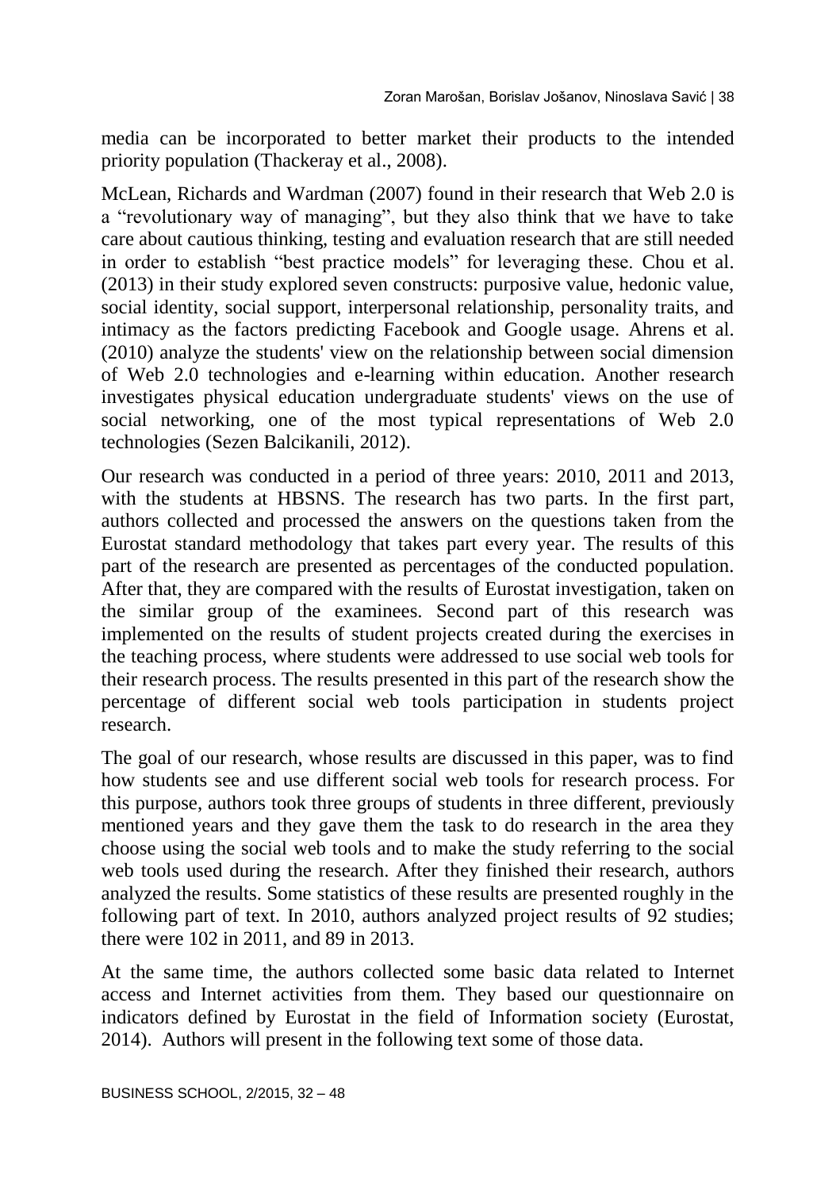media can be incorporated to better market their products to the intended priority population (Thackeray et al., 2008).

McLean, Richards and Wardman (2007) found in their research that Web 2.0 is a "revolutionary way of managing", but they also think that we have to take care about cautious thinking, testing and evaluation research that are still needed in order to establish "best practice models" for leveraging these. Chou et al. (2013) in their study explored seven constructs: purposive value, hedonic value, social identity, social support, interpersonal relationship, personality traits, and intimacy as the factors predicting Facebook and Google usage. Ahrens et al. (2010) analyze the students' view on the relationship between social dimension of Web 2.0 technologies and e-learning within education. Another research investigates physical education undergraduate students' views on the use of social networking, one of the most typical representations of Web 2.0 technologies (Sezen Balcikanili, 2012).

Our research was conducted in a period of three years: 2010, 2011 and 2013, with the students at HBSNS. The research has two parts. In the first part, authors collected and processed the answers on the questions taken from the Eurostat standard methodology that takes part every year. The results of this part of the research are presented as percentages of the conducted population. After that, they are compared with the results of Eurostat investigation, taken on the similar group of the examinees. Second part of this research was implemented on the results of student projects created during the exercises in the teaching process, where students were addressed to use social web tools for their research process. The results presented in this part of the research show the percentage of different social web tools participation in students project research.

The goal of our research, whose results are discussed in this paper, was to find how students see and use different social web tools for research process. For this purpose, authors took three groups of students in three different, previously mentioned years and they gave them the task to do research in the area they choose using the social web tools and to make the study referring to the social web tools used during the research. After they finished their research, authors analyzed the results. Some statistics of these results are presented roughly in the following part of text. In 2010, authors analyzed project results of 92 studies; there were 102 in 2011, and 89 in 2013.

At the same time, the authors collected some basic data related to Internet access and Internet activities from them. They based our questionnaire on indicators defined by Eurostat in the field of Information society (Eurostat, 2014). Authors will present in the following text some of those data.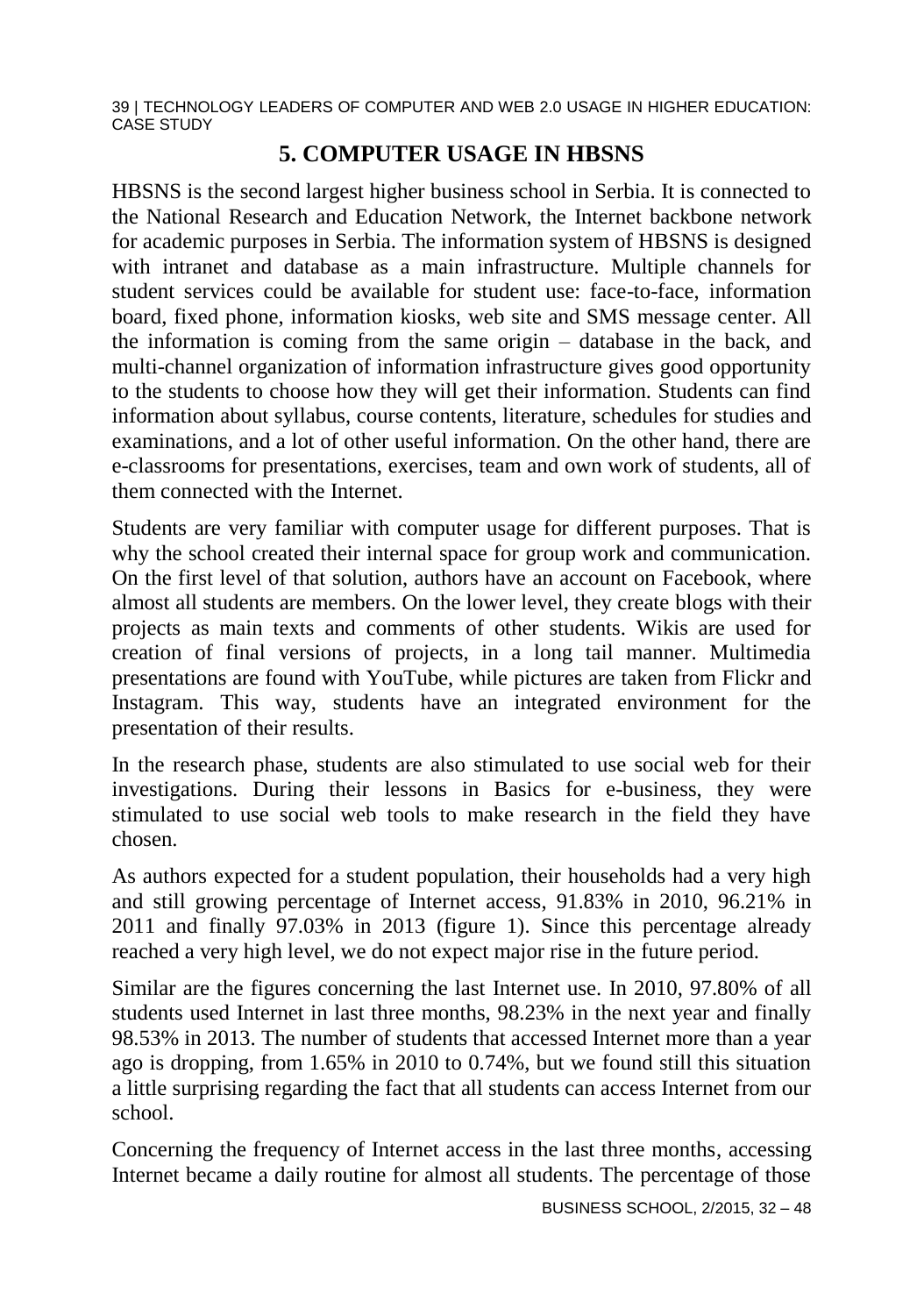## 5. COMPUTER USAGE IN HBSNS

HBSNS is the second largest higher business school in Serbia. It is connected to the National Research and Education Network, the Internet backbone network for academic purposes in Serbia. The information system of HBSNS is designed with intranet and database as a main infrastructure. Multiple channels for student services could be available for student use: face-to-face, information board, fixed phone, information kiosks, web site and SMS message center. All the information is coming from the same origin – database in the back, and multi-channel organization of information infrastructure gives good opportunity to the students to choose how they will get their information. Students can find information about syllabus, course contents, literature, schedules for studies and examinations, and a lot of other useful information. On the other hand, there are e-classrooms for presentations, exercises, team and own work of students, all of them connected with the Internet.

Students are very familiar with computer usage for different purposes. That is why the school created their internal space for group work and communication. On the first level of that solution, authors have an account on Facebook, where almost all students are members. On the lower level, they create blogs with their projects as main texts and comments of other students. Wikis are used for creation of final versions of projects, in a long tail manner. Multimedia presentations are found with YouTube, while pictures are taken from Flickr and Instagram. This way, students have an integrated environment for the presentation of their results.

In the research phase, students are also stimulated to use social web for their investigations. During their lessons in Basics for e-business, they were stimulated to use social web tools to make research in the field they have chosen.

As authors expected for a student population, their households had a very high and still growing percentage of Internet access, 91.83% in 2010, 96.21% in 2011 and finally 97.03% in 2013 (figure 1). Since this percentage already reached a very high level, we do not expect major rise in the future period.

Similar are the figures concerning the last Internet use. In 2010, 97.80% of all students used Internet in last three months, 98.23% in the next year and finally 98.53% in 2013. The number of students that accessed Internet more than a year ago is dropping, from 1.65% in 2010 to 0.74%, but we found still this situation a little surprising regarding the fact that all students can access Internet from our school.

Concerning the frequency of Internet access in the last three months, accessing Internet became a daily routine for almost all students. The percentage of those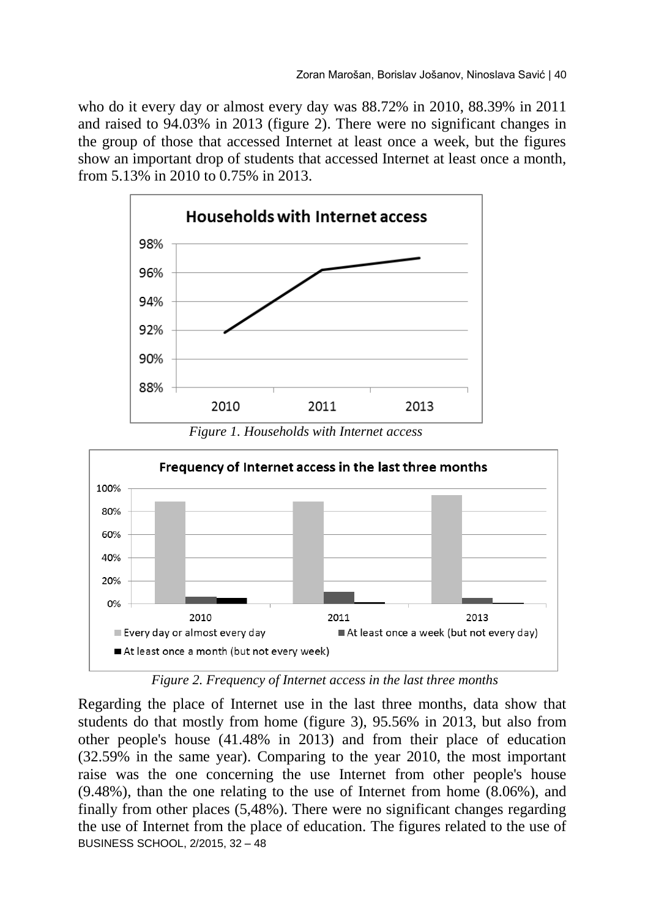who do it every day or almost every day was 88.72% in 2010, 88.39% in 2011 and raised to 94.03% in 2013 (figure 2). There were no significant changes in the group of those that accessed Internet at least once a week, but the figures show an important drop of students that accessed Internet at least once a month, from 5.13% in 2010 to 0.75% in 2013.

*Figure 1. Households with Internet access*

*Figure 2. Frequency of Internet access in the last three months*

Regarding the place of Internet use in the last three months, data show that students do that mostly from home (figure 3), 95.56% in 2013, but also from other people's house (41.48% in 2013) and from their place of education (32.59% in the same year). Comparing to the year 2010, the most important raise was the one concerning the use Internet from other people's house (9.48%), than the one relating to the use of Internet from home (8.06%), and finally from other places (5,48%). There were no significant changes regarding the use of Internet from the place of education. The figures related to the use of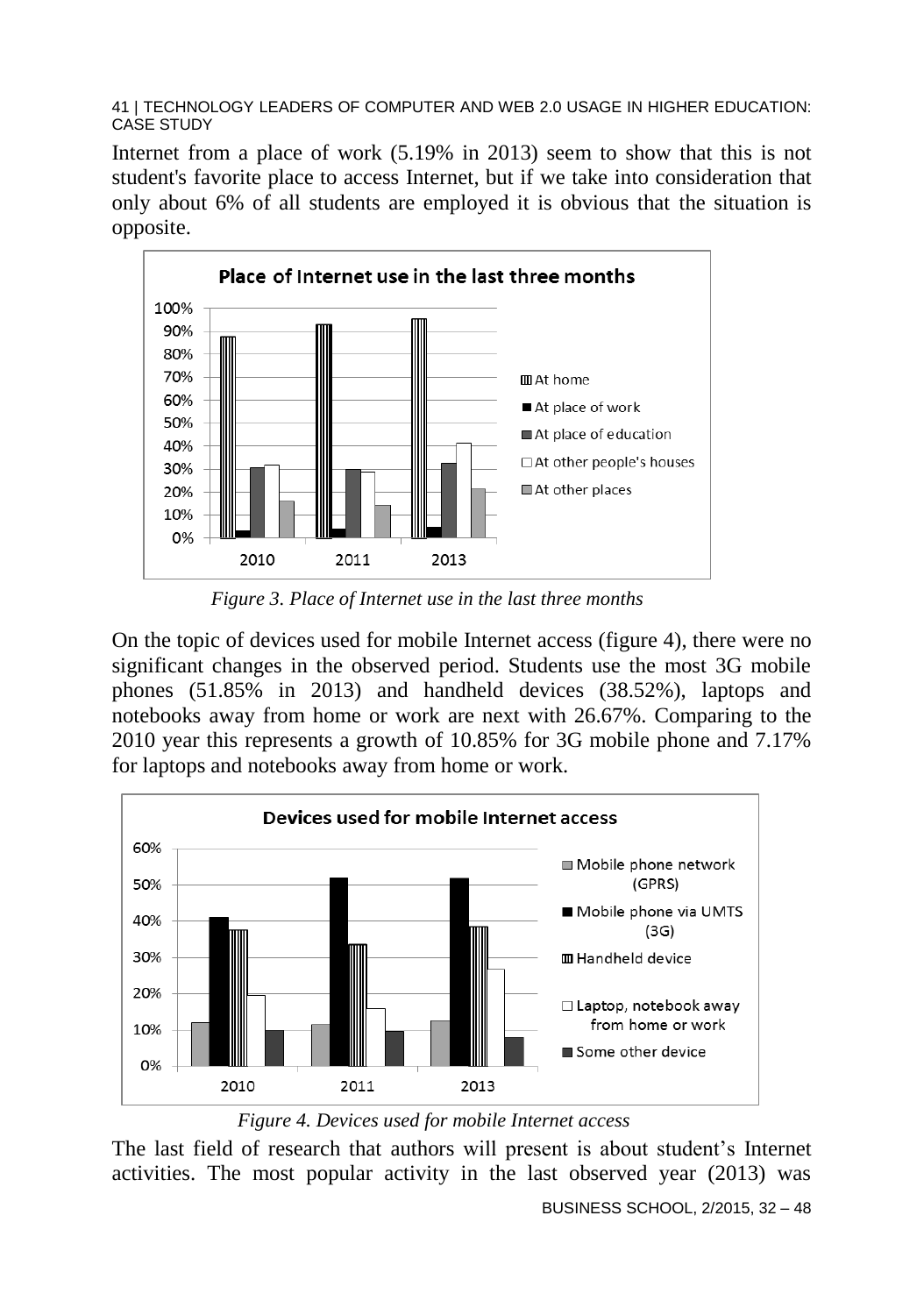Internet from a place of work (5.19% in 2013) seem to show that this is not student's favorite place to access Internet, but if we take into consideration that only about 6% of all students are employed it is obvious that the situation is opposite.

*Figure 3. Place of Internet use in the last three months*

On the topic of devices used for mobile Internet access (figure 4), there were no significant changes in the observed period. Students use the most 3G mobile phones (51.85% in 2013) and handheld devices (38.52%), laptops and notebooks away from home or work are next with 26.67%. Comparing to the 2010 year this represents a growth of 10.85% for 3G mobile phone and 7.17% for laptops and notebooks away from home or work.

*Figure 4. Devices used for mobile Internet access*

The last field of research that authors will present is about student's Internet activities. The most popular activity in the last observed year (2013) was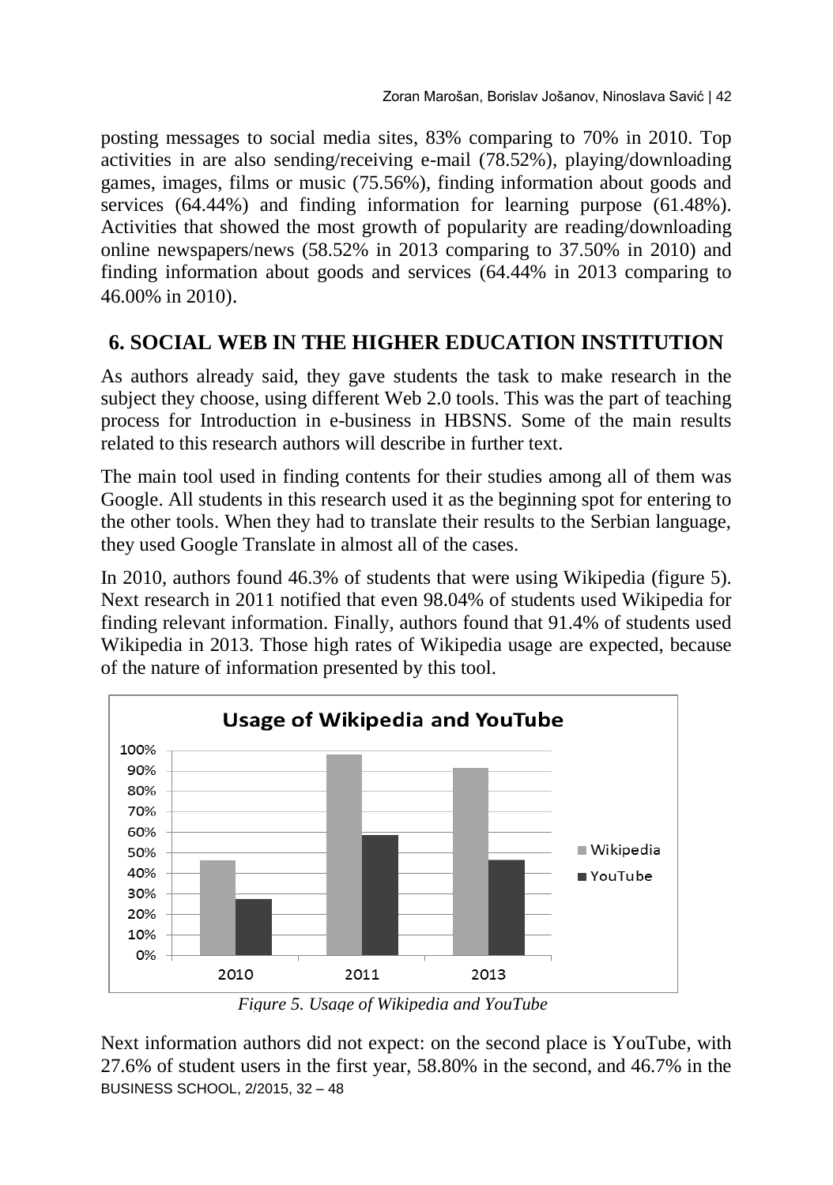posting messages to social media sites, 83% comparing to 70% in 2010. Top activities in are also sending/receiving e-mail (78.52%), playing/downloading games, images, films or music (75.56%), finding information about goods and services (64.44%) and finding information for learning purpose (61.48%). Activities that showed the most growth of popularity are reading/downloading online newspapers/news (58.52% in 2013 comparing to 37.50% in 2010) and finding information about goods and services (64.44% in 2013 comparing to 46.00% in 2010).

## 6. SOCIAL WEB IN THE HIGHER EDUCATION INSTITUTION

As authors already said, they gave students the task to make research in the subject they choose, using different Web 2.0 tools. This was the part of teaching process for Introduction in e-business in HBSNS. Some of the main results related to this research authors will describe in further text.

The main tool used in finding contents for their studies among all of them was Google. All students in this research used it as the beginning spot for entering to the other tools. When they had to translate their results to the Serbian language, they used Google Translate in almost all of the cases.

In 2010, authors found 46.3% of students that were using Wikipedia (figure 5). Next research in 2011 notified that even 98.04% of students used Wikipedia for finding relevant information. Finally, authors found that 91.4% of students used Wikipedia in 2013. Those high rates of Wikipedia usage are expected, because of the nature of information presented by this tool.

*Figure 5. Usage of Wikipedia and YouTube*

Next information authors did not expect: on the second place is YouTube, with 27.6% of student users in the first year, 58.80% in the second, and 46.7% in the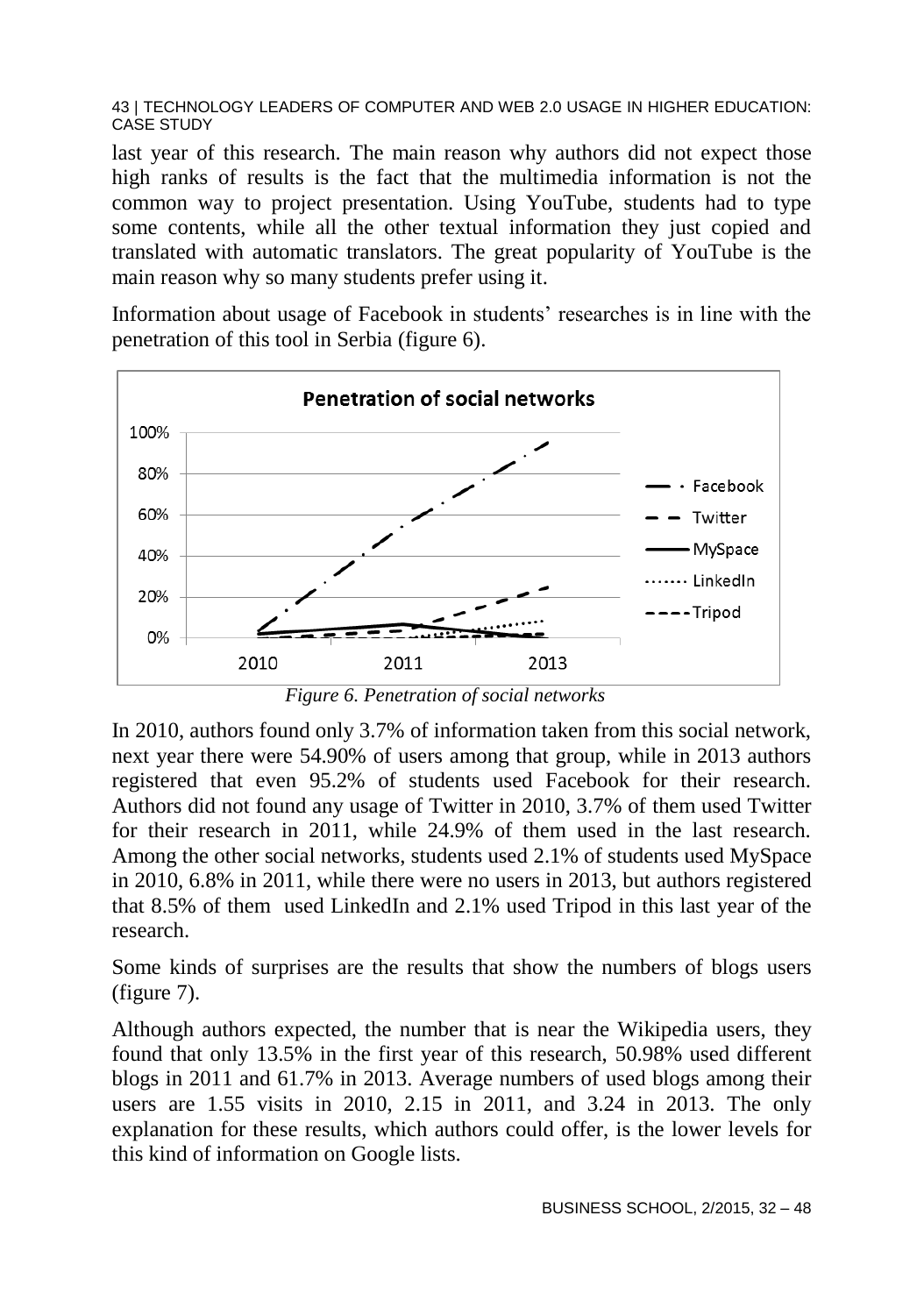last year of this research. The main reason why authors did not expect those high ranks of results is the fact that the multimedia information is not the common way to project presentation. Using YouTube, students had to type some contents, while all the other textual information they just copied and translated with automatic translators. The great popularity of YouTube is the main reason why so many students prefer using it.

Information about usage of Facebook in students' researches is in line with the penetration of this tool in Serbia (figure 6).

*Figure 6. Penetration of social networks*

In 2010, authors found only 3.7% of information taken from this social network, next year there were 54.90% of users among that group, while in 2013 authors registered that even 95.2% of students used Facebook for their research. Authors did not found any usage of Twitter in 2010, 3.7% of them used Twitter for their research in 2011, while 24.9% of them used in the last research. Among the other social networks, students used 2.1% of students used MySpace in 2010, 6.8% in 2011, while there were no users in 2013, but authors registered that 8.5% of them used LinkedIn and 2.1% used Tripod in this last year of the research.

Some kinds of surprises are the results that show the numbers of blogs users (figure 7).

Although authors expected, the number that is near the Wikipedia users, they found that only 13.5% in the first year of this research, 50.98% used different blogs in 2011 and 61.7% in 2013. Average numbers of used blogs among their users are 1.55 visits in 2010, 2.15 in 2011, and 3.24 in 2013. The only explanation for these results, which authors could offer, is the lower levels for this kind of information on Google lists.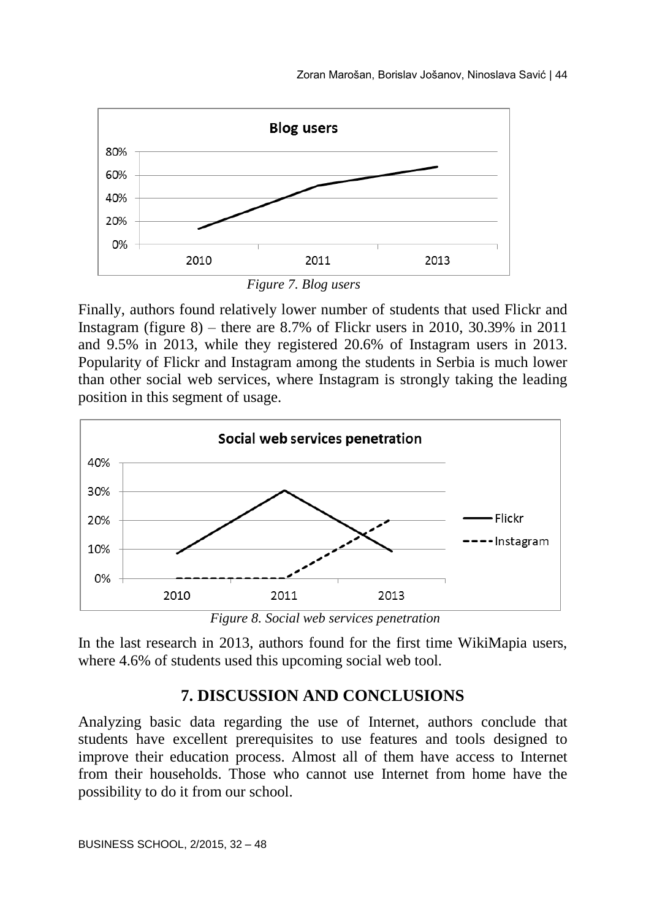*Figure 7. Blog users*

Finally, authors found relatively lower number of students that used Flickr and Instagram (figure 8) – there are 8.7% of Flickr users in 2010, 30.39% in 2011 and 9.5% in 2013, while they registered 20.6% of Instagram users in 2013. Popularity of Flickr and Instagram among the students in Serbia is much lower than other social web services, where Instagram is strongly taking the leading position in this segment of usage.

*Figure 8. Social web services penetration*

In the last research in 2013, authors found for the first time WikiMapia users, where 4.6% of students used this upcoming social web tool.

## 7. DISCUSSION AND CONCLUSIONS

Analyzing basic data regarding the use of Internet, authors conclude that students have excellent prerequisites to use features and tools designed to improve their education process. Almost all of them have access to Internet from their households. Those who cannot use Internet from home have the possibility to do it from our school.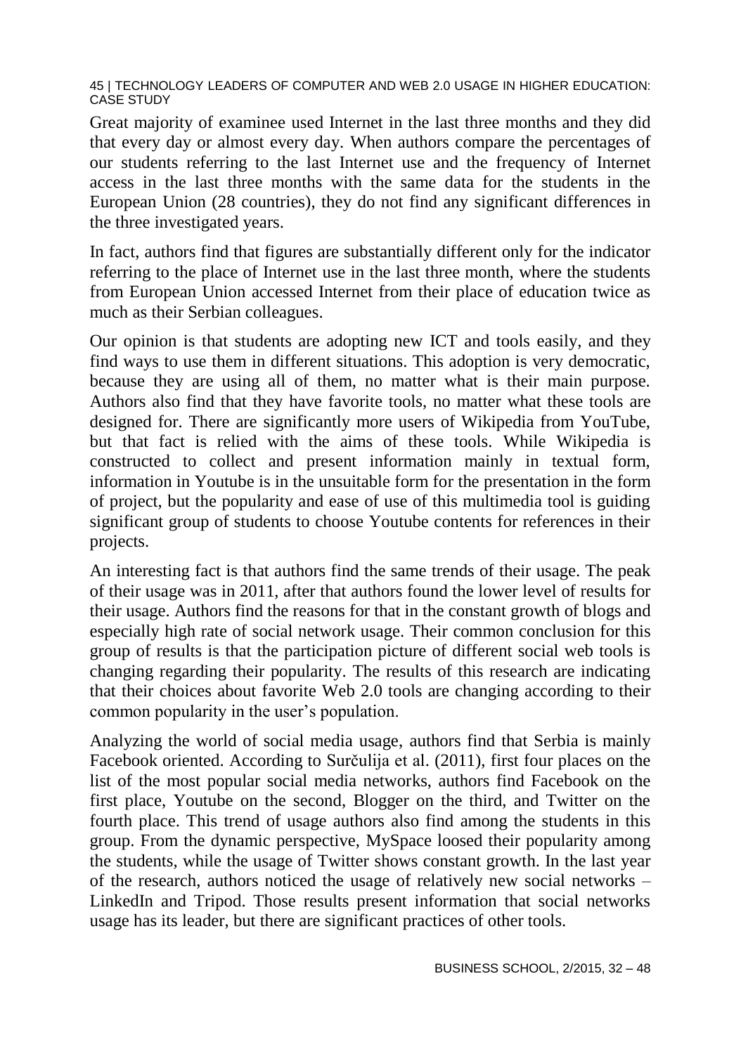Great majority of examinee used Internet in the last three months and they did that every day or almost every day. When authors compare the percentages of our students referring to the last Internet use and the frequency of Internet access in the last three months with the same data for the students in the European Union (28 countries), they do not find any significant differences in the three investigated years.

In fact, authors find that figures are substantially different only for the indicator referring to the place of Internet use in the last three month, where the students from European Union accessed Internet from their place of education twice as much as their Serbian colleagues.

Our opinion is that students are adopting new ICT and tools easily, and they find ways to use them in different situations. This adoption is very democratic, because they are using all of them, no matter what is their main purpose. Authors also find that they have favorite tools, no matter what these tools are designed for. There are significantly more users of Wikipedia from YouTube, but that fact is relied with the aims of these tools. While Wikipedia is constructed to collect and present information mainly in textual form, information in Youtube is in the unsuitable form for the presentation in the form of project, but the popularity and ease of use of this multimedia tool is guiding significant group of students to choose Youtube contents for references in their projects.

An interesting fact is that authors find the same trends of their usage. The peak of their usage was in 2011, after that authors found the lower level of results for their usage. Authors find the reasons for that in the constant growth of blogs and especially high rate of social network usage. Their common conclusion for this group of results is that the participation picture of different social web tools is changing regarding their popularity. The results of this research are indicating that their choices about favorite Web 2.0 tools are changing according to their common popularity in the user's population.

Analyzing the world of social media usage, authors find that Serbia is mainly Facebook oriented. According to Surčulija et al. (2011), first four places on the list of the most popular social media networks, authors find Facebook on the first place, Youtube on the second, Blogger on the third, and Twitter on the fourth place. This trend of usage authors also find among the students in this group. From the dynamic perspective, MySpace loosed their popularity among the students, while the usage of Twitter shows constant growth. In the last year of the research, authors noticed the usage of relatively new social networks – LinkedIn and Tripod. Those results present information that social networks usage has its leader, but there are significant practices of other tools.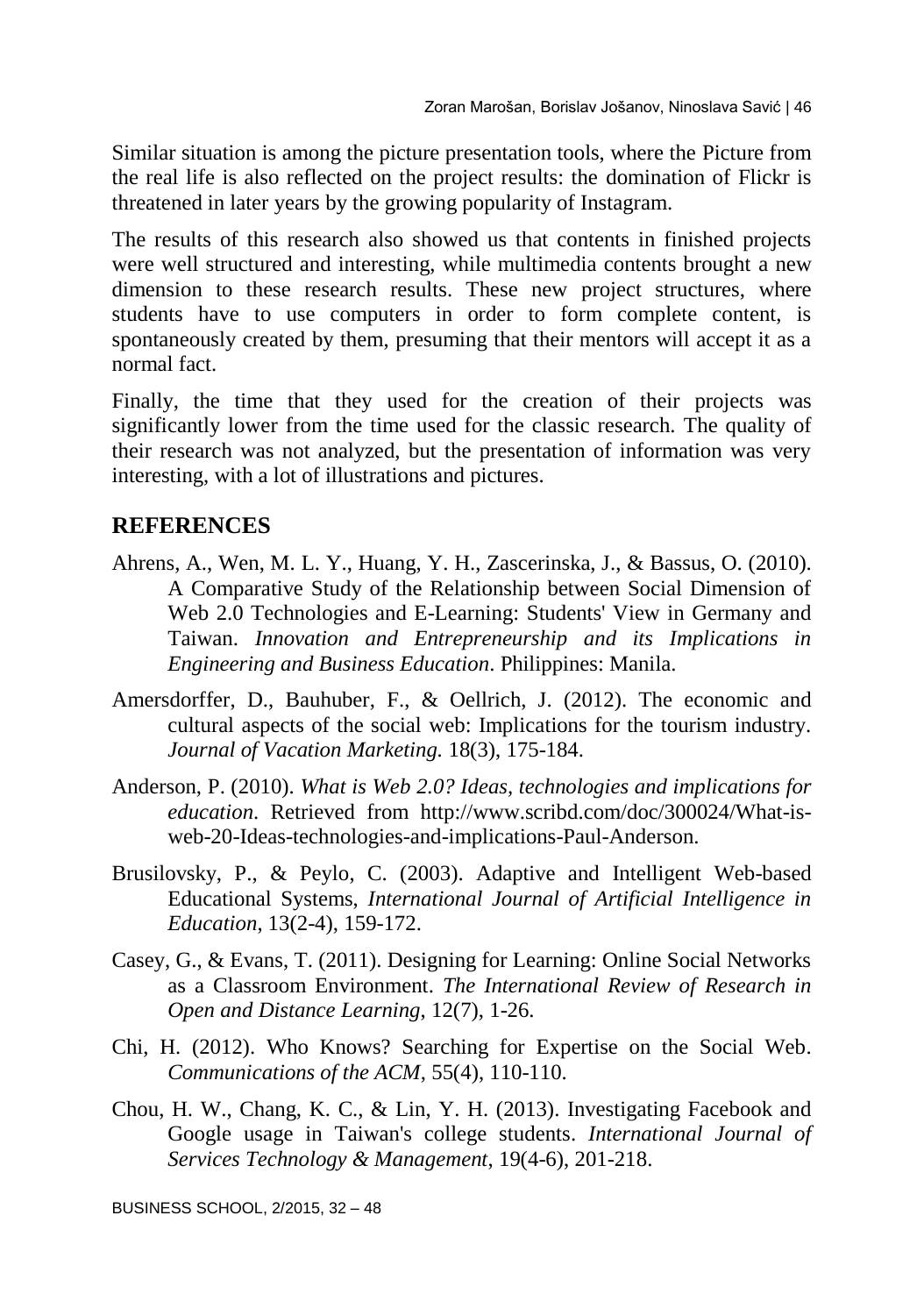Similar situation is among the picture presentation tools, where the Picture from the real life is also reflected on the project results: the domination of Flickr is threatened in later years by the growing popularity of Instagram.

The results of this research also showed us that contents in finished projects were well structured and interesting, while multimedia contents brought a new dimension to these research results. These new project structures, where students have to use computers in order to form complete content, is spontaneously created by them, presuming that their mentors will accept it as a normal fact.

Finally, the time that they used for the creation of their projects was significantly lower from the time used for the classic research. The quality of their research was not analyzed, but the presentation of information was very interesting, with a lot of illustrations and pictures.

## REFERENCES

Ahrens, A., Wen, M. L. Y., Huang, Y. H., Zascerinska, J., & Bassus, O. (2010). A Comparative Study of the Relationship between Social Dimension of Web 2.0 Technologies and E-Learning: Students' View in Germany and Taiwan. *Innovation and Entrepreneurship and its Implications in Engineering and Business Education*. Philippines: Manila.

Amersdorffer, D., Bauhuber, F., & Oellrich, J. (2012). The economic and cultural aspects of the social web: Implications for the tourism industry. *Journal of Vacation Marketing.* 18(3), 175-184.

Anderson, P. (2010). *What is Web 2.0? Ideas, technologies and implications for education*. Retrieved from http://www.scribd.com/doc/300024/What-is-web-20-Ideas-technologies-and-implications-Paul-Anderson.

Brusilovsky, P., & Peylo, C. (2003). Adaptive and Intelligent Web-based Educational Systems, *International Journal of Artificial Intelligence in Education*, 13(2-4), 159-172.

Casey, G., & Evans, T. (2011). Designing for Learning: Online Social Networks as a Classroom Environment. *The International Review of Research in Open and Distance Learning*, 12(7), 1-26.

Chi, H. (2012). Who Knows? Searching for Expertise on the Social Web. *Communications of the ACM*, 55(4), 110-110.

Chou, H. W., Chang, K. C., & Lin, Y. H. (2013). Investigating Facebook and Google usage in Taiwan's college students. *International Journal of Services Technology & Management*, 19(4-6), 201-218.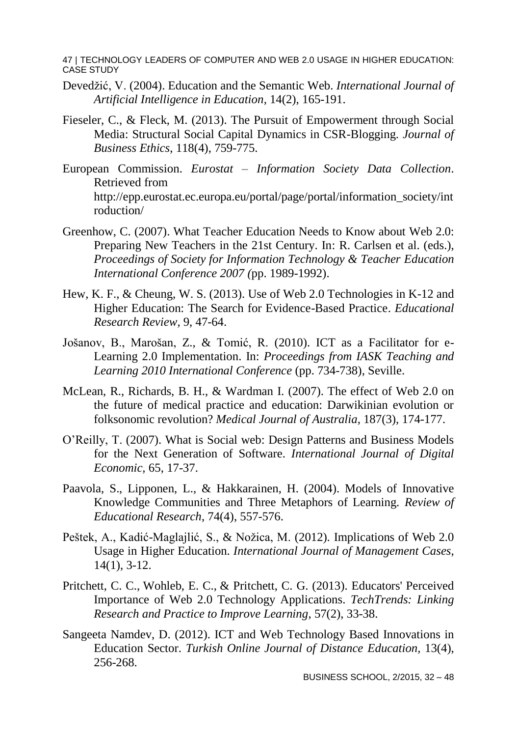Devedžić, V. (2004). Education and the Semantic Web. *International Journal of Artificial Intelligence in Education*, 14(2), 165-191.

Fieseler, C., & Fleck, M. (2013). The Pursuit of Empowerment through Social Media: Structural Social Capital Dynamics in CSR-Blogging. *Journal of Business Ethics*, 118(4), 759-775.

European Commission. *Eurostat – Information Society Data Collection*. Retrieved from http://epp.eurostat.ec.europa.eu/portal/page/portal/information_society/introduction/

Greenhow, C. (2007). What Teacher Education Needs to Know about Web 2.0: Preparing New Teachers in the 21st Century. In: R. Carlsen et al. (eds.), *Proceedings of Society for Information Technology & Teacher Education International Conference 2007 (*pp. 1989-1992).

Hew, K. F., & Cheung, W. S. (2013). Use of Web 2.0 Technologies in K-12 and Higher Education: The Search for Evidence-Based Practice. *Educational Research Review*, 9, 47-64.

Jošanov, B., Marošan, Z., & Tomić, R. (2010). ICT as a Facilitator for e-Learning 2.0 Implementation. In: *Proceedings from IASK Teaching and Learning 2010 International Conference* (pp. 734-738), Seville.

McLean, R., Richards, B. H., & Wardman I. (2007). The effect of Web 2.0 on the future of medical practice and education: Darwikinian evolution or folksonomic revolution? *Medical Journal of Australia*, 187(3), 174-177.

O'Reilly, T. (2007). What is Social web: Design Patterns and Business Models for the Next Generation of Software. *International Journal of Digital Economic,* 65, 17-37.

Paavola, S., Lipponen, L., & Hakkarainen, H. (2004). Models of Innovative Knowledge Communities and Three Metaphors of Learning. *Review of Educational Research*, 74(4), 557-576.

Peštek, A., Kadić-Maglajlić, S., & Nožica, M. (2012). Implications of Web 2.0 Usage in Higher Education. *International Journal of Management Cases*, 14(1), 3-12.

Pritchett, C. C., Wohleb, E. C., & Pritchett, C. G. (2013). Educators' Perceived Importance of Web 2.0 Technology Applications. *TechTrends: Linking Research and Practice to Improve Learning*, 57(2), 33-38.

Sangeeta Namdev, D. (2012). ICT and Web Technology Based Innovations in Education Sector. *Turkish Online Journal of Distance Education,* 13(4), 256-268.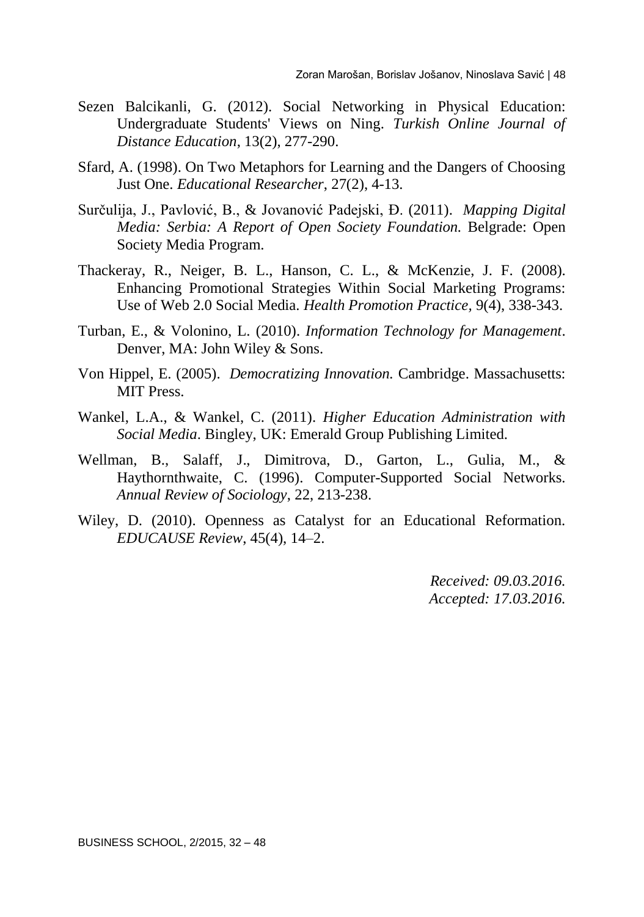Sezen Balcikanli, G. (2012). Social Networking in Physical Education: Undergraduate Students' Views on Ning. *Turkish Online Journal of Distance Education*, 13(2), 277-290.

Sfard, A. (1998). On Two Metaphors for Learning and the Dangers of Choosing Just One. *Educational Researcher*, 27(2), 4-13.

Surčulija, J., Pavlović, B., & Jovanović Padejski, Đ. (2011). *Mapping Digital Media: Serbia: A Report of Open Society Foundation.* Belgrade: Open Society Media Program.

Thackeray, R., Neiger, B. L., Hanson, C. L., & McKenzie, J. F. (2008). Enhancing Promotional Strategies Within Social Marketing Programs: Use of Web 2.0 Social Media. *Health Promotion Practice,* 9(4), 338-343.

Turban, E., & Volonino, L. (2010). *Information Technology for Management*. Denver, MA: John Wiley & Sons.

Von Hippel, E. (2005). *Democratizing Innovation.* Cambridge. Massachusetts: MIT Press.

Wankel, L.A., & Wankel, C. (2011). *Higher Education Administration with Social Media*. Bingley, UK: Emerald Group Publishing Limited.

Wellman, B., Salaff, J., Dimitrova, D., Garton, L., Gulia, M., & Haythornthwaite, C. (1996). Computer-Supported Social Networks. *Annual Review of Sociology*, 22, 213-238.

Wiley, D. (2010). Openness as Catalyst for an Educational Reformation. *EDUCAUSE Review*, 45(4), 14–2.

*Received: 09.03.2016.*
*Accepted: 17.03.2016.*